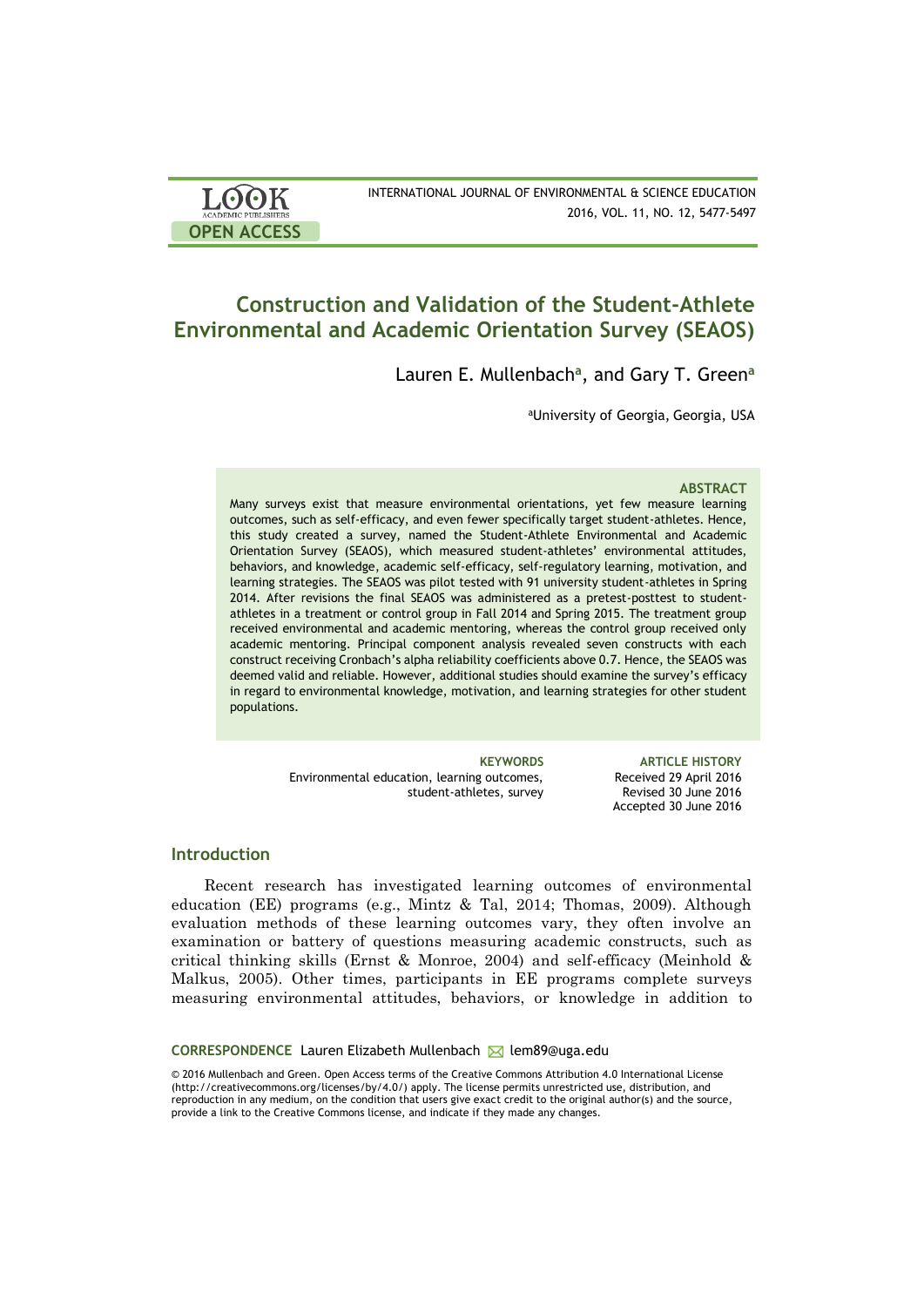# Construction and Validation of the Student-Athlete Environmental and Academic Orientation Survey (SEAOS)

Lauren E. Mullenbach[a], and Gary T. Green[a]

[a]University of Georgia, Georgia, USA

### ABSTRACT

Many surveys exist that measure environmental orientations, yet few measure learning outcomes, such as self-efficacy, and even fewer specifically target student-athletes. Hence, this study created a survey, named the Student-Athlete Environmental and Academic Orientation Survey (SEAOS), which measured student-athletes' environmental attitudes, behaviors, and knowledge, academic self-efficacy, self-regulatory learning, motivation, and learning strategies. The SEAOS was pilot tested with 91 university student-athletes in Spring 2014. After revisions the final SEAOS was administered as a pretest-posttest to student-athletes in a treatment or control group in Fall 2014 and Spring 2015. The treatment group received environmental and academic mentoring, whereas the control group received only academic mentoring. Principal component analysis revealed seven constructs with each construct receiving Cronbach's alpha reliability coefficients above 0.7. Hence, the SEAOS was deemed valid and reliable. However, additional studies should examine the survey's efficacy in regard to environmental knowledge, motivation, and learning strategies for other student populations.

**KEYWORDS**
Environmental education, learning outcomes, student-athletes, survey

**ARTICLE HISTORY**
Received 29 April 2016
Revised 30 June 2016
Accepted 30 June 2016

## Introduction

Recent research has investigated learning outcomes of environmental education (EE) programs (e.g., Mintz & Tal, 2014; Thomas, 2009). Although evaluation methods of these learning outcomes vary, they often involve an examination or battery of questions measuring academic constructs, such as critical thinking skills (Ernst & Monroe, 2004) and self-efficacy (Meinhold & Malkus, 2005). Other times, participants in EE programs complete surveys measuring environmental attitudes, behaviors, or knowledge in addition to

**CORRESPONDENCE** Lauren Elizabeth Mullenbach lem89@uga.edu

© 2016 Mullenbach and Green. Open Access terms of the Creative Commons Attribution 4.0 International License (http://creativecommons.org/licenses/by/4.0/) apply. The license permits unrestricted use, distribution, and reproduction in any medium, on the condition that users give exact credit to the original author(s) and the source, provide a link to the Creative Commons license, and indicate if they made any changes.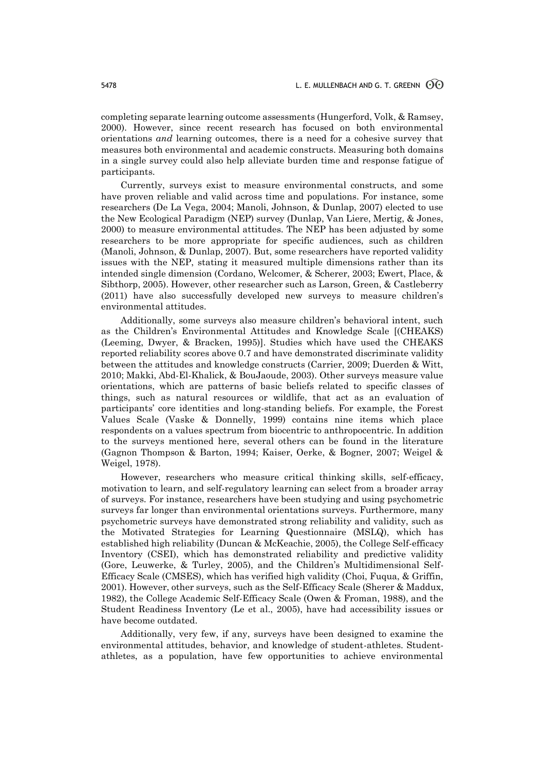completing separate learning outcome assessments (Hungerford, Volk, & Ramsey, 2000). However, since recent research has focused on both environmental orientations *and* learning outcomes, there is a need for a cohesive survey that measures both environmental and academic constructs. Measuring both domains in a single survey could also help alleviate burden time and response fatigue of participants.

Currently, surveys exist to measure environmental constructs, and some have proven reliable and valid across time and populations. For instance, some researchers (De La Vega, 2004; Manoli, Johnson, & Dunlap, 2007) elected to use the New Ecological Paradigm (NEP) survey (Dunlap, Van Liere, Mertig, & Jones, 2000) to measure environmental attitudes. The NEP has been adjusted by some researchers to be more appropriate for specific audiences, such as children (Manoli, Johnson, & Dunlap, 2007). But, some researchers have reported validity issues with the NEP, stating it measured multiple dimensions rather than its intended single dimension (Cordano, Welcomer, & Scherer, 2003; Ewert, Place, & Sibthorp, 2005). However, other researcher such as Larson, Green, & Castleberry (2011) have also successfully developed new surveys to measure children's environmental attitudes.

Additionally, some surveys also measure children's behavioral intent, such as the Children's Environmental Attitudes and Knowledge Scale [(CHEAKS) (Leeming, Dwyer, & Bracken, 1995)]. Studies which have used the CHEAKS reported reliability scores above 0.7 and have demonstrated discriminate validity between the attitudes and knowledge constructs (Carrier, 2009; Duerden & Witt, 2010; Makki, Abd-El-Khalick, & BouJaoude, 2003). Other surveys measure value orientations, which are patterns of basic beliefs related to specific classes of things, such as natural resources or wildlife, that act as an evaluation of participants' core identities and long-standing beliefs. For example, the Forest Values Scale (Vaske & Donnelly, 1999) contains nine items which place respondents on a values spectrum from biocentric to anthropocentric. In addition to the surveys mentioned here, several others can be found in the literature (Gagnon Thompson & Barton, 1994; Kaiser, Oerke, & Bogner, 2007; Weigel & Weigel, 1978).

However, researchers who measure critical thinking skills, self-efficacy, motivation to learn, and self-regulatory learning can select from a broader array of surveys. For instance, researchers have been studying and using psychometric surveys far longer than environmental orientations surveys. Furthermore, many psychometric surveys have demonstrated strong reliability and validity, such as the Motivated Strategies for Learning Questionnaire (MSLQ), which has established high reliability (Duncan & McKeachie, 2005), the College Self-efficacy Inventory (CSEI), which has demonstrated reliability and predictive validity (Gore, Leuwerke, & Turley, 2005), and the Children's Multidimensional Self-Efficacy Scale (CMSES), which has verified high validity (Choi, Fuqua, & Griffin, 2001). However, other surveys, such as the Self-Efficacy Scale (Sherer & Maddux, 1982), the College Academic Self-Efficacy Scale (Owen & Froman, 1988), and the Student Readiness Inventory (Le et al., 2005), have had accessibility issues or have become outdated.

Additionally, very few, if any, surveys have been designed to examine the environmental attitudes, behavior, and knowledge of student-athletes. Student-athletes, as a population, have few opportunities to achieve environmental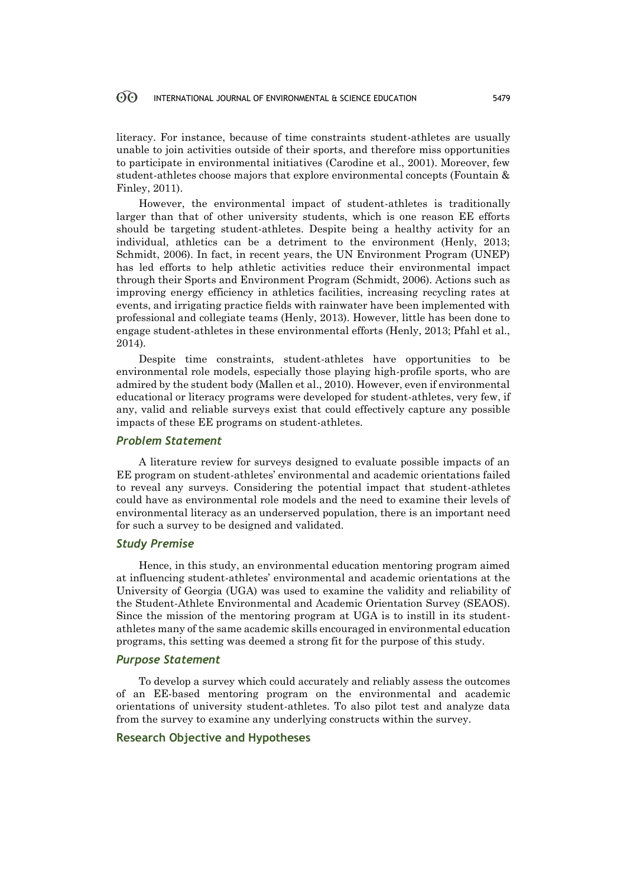literacy. For instance, because of time constraints student-athletes are usually unable to join activities outside of their sports, and therefore miss opportunities to participate in environmental initiatives (Carodine et al., 2001). Moreover, few student-athletes choose majors that explore environmental concepts (Fountain & Finley, 2011).

However, the environmental impact of student-athletes is traditionally larger than that of other university students, which is one reason EE efforts should be targeting student-athletes. Despite being a healthy activity for an individual, athletics can be a detriment to the environment (Henly, 2013; Schmidt, 2006). In fact, in recent years, the UN Environment Program (UNEP) has led efforts to help athletic activities reduce their environmental impact through their Sports and Environment Program (Schmidt, 2006). Actions such as improving energy efficiency in athletics facilities, increasing recycling rates at events, and irrigating practice fields with rainwater have been implemented with professional and collegiate teams (Henly, 2013). However, little has been done to engage student-athletes in these environmental efforts (Henly, 2013; Pfahl et al., 2014).

Despite time constraints, student-athletes have opportunities to be environmental role models, especially those playing high-profile sports, who are admired by the student body (Mallen et al., 2010). However, even if environmental educational or literacy programs were developed for student-athletes, very few, if any, valid and reliable surveys exist that could effectively capture any possible impacts of these EE programs on student-athletes.

### *Problem Statement*

A literature review for surveys designed to evaluate possible impacts of an EE program on student-athletes' environmental and academic orientations failed to reveal any surveys. Considering the potential impact that student-athletes could have as environmental role models and the need to examine their levels of environmental literacy as an underserved population, there is an important need for such a survey to be designed and validated.

### *Study Premise*

Hence, in this study, an environmental education mentoring program aimed at influencing student-athletes' environmental and academic orientations at the University of Georgia (UGA) was used to examine the validity and reliability of the Student-Athlete Environmental and Academic Orientation Survey (SEAOS). Since the mission of the mentoring program at UGA is to instill in its student-athletes many of the same academic skills encouraged in environmental education programs, this setting was deemed a strong fit for the purpose of this study.

### *Purpose Statement*

To develop a survey which could accurately and reliably assess the outcomes of an EE-based mentoring program on the environmental and academic orientations of university student-athletes. To also pilot test and analyze data from the survey to examine any underlying constructs within the survey.

### **Research Objective and Hypotheses**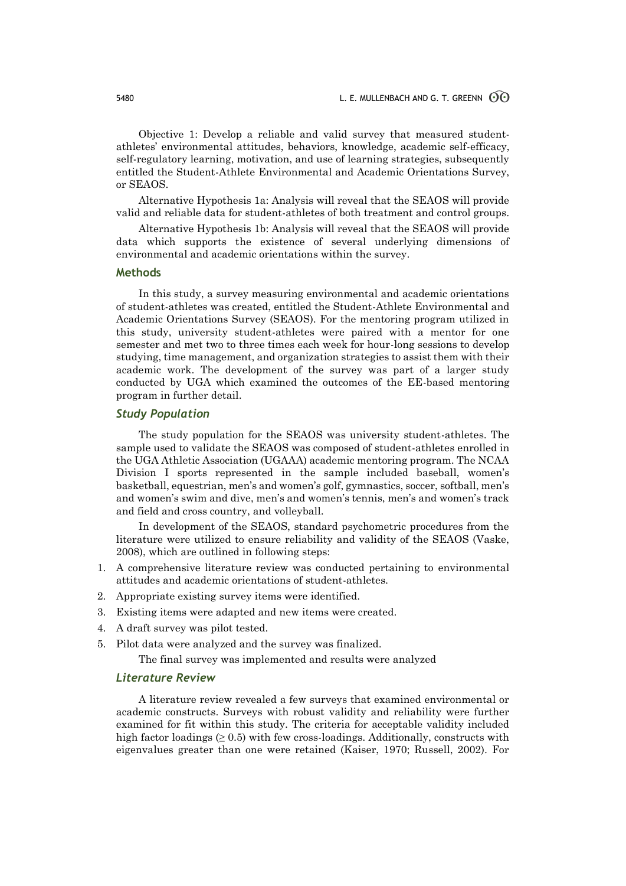Objective 1: Develop a reliable and valid survey that measured student-athletes' environmental attitudes, behaviors, knowledge, academic self-efficacy, self-regulatory learning, motivation, and use of learning strategies, subsequently entitled the Student-Athlete Environmental and Academic Orientations Survey, or SEAOS.

Alternative Hypothesis 1a: Analysis will reveal that the SEAOS will provide valid and reliable data for student-athletes of both treatment and control groups.

Alternative Hypothesis 1b: Analysis will reveal that the SEAOS will provide data which supports the existence of several underlying dimensions of environmental and academic orientations within the survey.

## Methods

In this study, a survey measuring environmental and academic orientations of student-athletes was created, entitled the Student-Athlete Environmental and Academic Orientations Survey (SEAOS). For the mentoring program utilized in this study, university student-athletes were paired with a mentor for one semester and met two to three times each week for hour-long sessions to develop studying, time management, and organization strategies to assist them with their academic work. The development of the survey was part of a larger study conducted by UGA which examined the outcomes of the EE-based mentoring program in further detail.

### *Study Population*

The study population for the SEAOS was university student-athletes. The sample used to validate the SEAOS was composed of student-athletes enrolled in the UGA Athletic Association (UGAAA) academic mentoring program. The NCAA Division I sports represented in the sample included baseball, women's basketball, equestrian, men's and women's golf, gymnastics, soccer, softball, men's and women's swim and dive, men's and women's tennis, men's and women's track and field and cross country, and volleyball.

In development of the SEAOS, standard psychometric procedures from the literature were utilized to ensure reliability and validity of the SEAOS (Vaske, 2008), which are outlined in following steps:

1. A comprehensive literature review was conducted pertaining to environmental attitudes and academic orientations of student-athletes.
2. Appropriate existing survey items were identified.
3. Existing items were adapted and new items were created.
4. A draft survey was pilot tested.
5. Pilot data were analyzed and the survey was finalized.

The final survey was implemented and results were analyzed

### *Literature Review*

A literature review revealed a few surveys that examined environmental or academic constructs. Surveys with robust validity and reliability were further examined for fit within this study. The criteria for acceptable validity included high factor loadings ($\geq 0.5$) with few cross-loadings. Additionally, constructs with eigenvalues greater than one were retained (Kaiser, 1970; Russell, 2002). For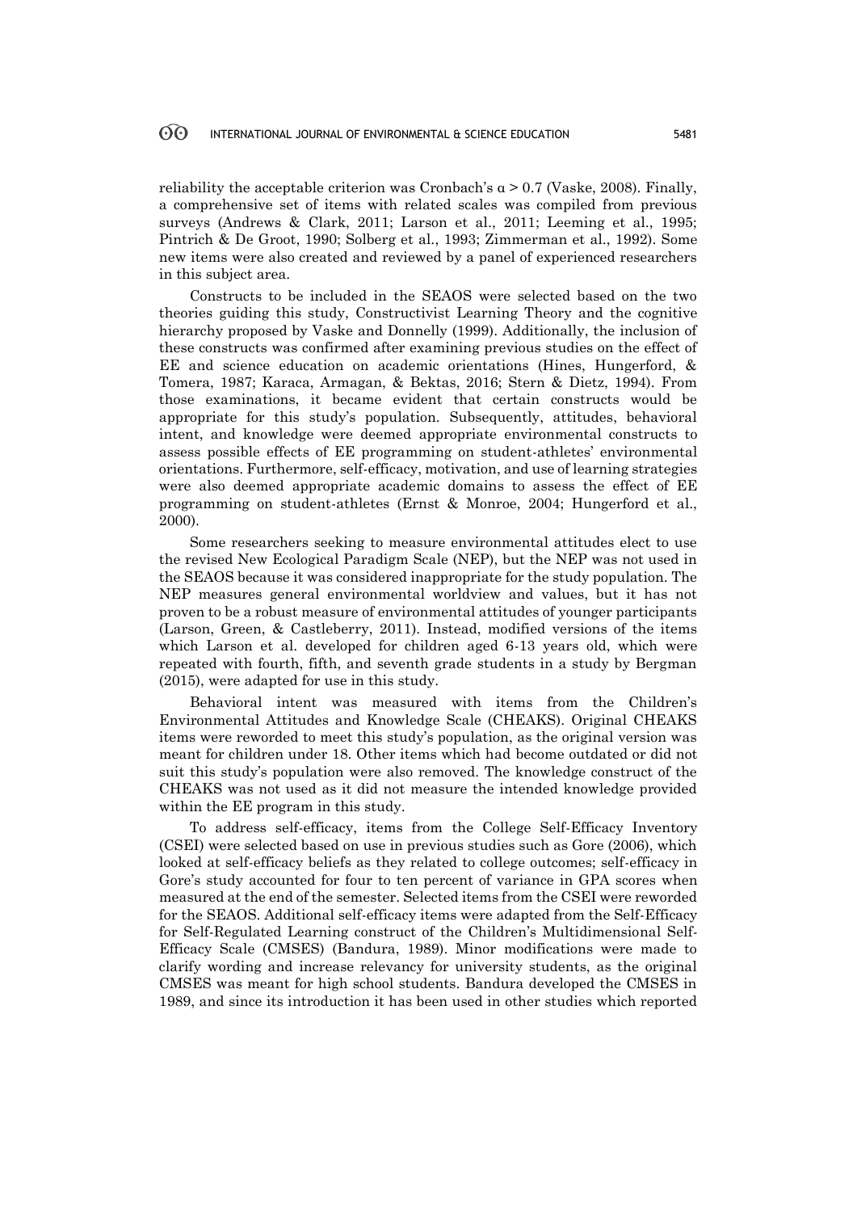reliability the acceptable criterion was Cronbach's $\alpha > 0.7$ (Vaske, 2008). Finally, a comprehensive set of items with related scales was compiled from previous surveys (Andrews & Clark, 2011; Larson et al., 2011; Leeming et al., 1995; Pintrich & De Groot, 1990; Solberg et al., 1993; Zimmerman et al., 1992). Some new items were also created and reviewed by a panel of experienced researchers in this subject area.

Constructs to be included in the SEAOS were selected based on the two theories guiding this study, Constructivist Learning Theory and the cognitive hierarchy proposed by Vaske and Donnelly (1999). Additionally, the inclusion of these constructs was confirmed after examining previous studies on the effect of EE and science education on academic orientations (Hines, Hungerford, & Tomera, 1987; Karaca, Armagan, & Bektas, 2016; Stern & Dietz, 1994). From those examinations, it became evident that certain constructs would be appropriate for this study's population. Subsequently, attitudes, behavioral intent, and knowledge were deemed appropriate environmental constructs to assess possible effects of EE programming on student-athletes' environmental orientations. Furthermore, self-efficacy, motivation, and use of learning strategies were also deemed appropriate academic domains to assess the effect of EE programming on student-athletes (Ernst & Monroe, 2004; Hungerford et al., 2000).

Some researchers seeking to measure environmental attitudes elect to use the revised New Ecological Paradigm Scale (NEP), but the NEP was not used in the SEAOS because it was considered inappropriate for the study population. The NEP measures general environmental worldview and values, but it has not proven to be a robust measure of environmental attitudes of younger participants (Larson, Green, & Castleberry, 2011). Instead, modified versions of the items which Larson et al. developed for children aged 6-13 years old, which were repeated with fourth, fifth, and seventh grade students in a study by Bergman (2015), were adapted for use in this study.

Behavioral intent was measured with items from the Children's Environmental Attitudes and Knowledge Scale (CHEAKS). Original CHEAKS items were reworded to meet this study's population, as the original version was meant for children under 18. Other items which had become outdated or did not suit this study's population were also removed. The knowledge construct of the CHEAKS was not used as it did not measure the intended knowledge provided within the EE program in this study.

To address self-efficacy, items from the College Self-Efficacy Inventory (CSEI) were selected based on use in previous studies such as Gore (2006), which looked at self-efficacy beliefs as they related to college outcomes; self-efficacy in Gore's study accounted for four to ten percent of variance in GPA scores when measured at the end of the semester. Selected items from the CSEI were reworded for the SEAOS. Additional self-efficacy items were adapted from the Self-Efficacy for Self-Regulated Learning construct of the Children's Multidimensional Self-Efficacy Scale (CMSES) (Bandura, 1989). Minor modifications were made to clarify wording and increase relevancy for university students, as the original CMSES was meant for high school students. Bandura developed the CMSES in 1989, and since its introduction it has been used in other studies which reported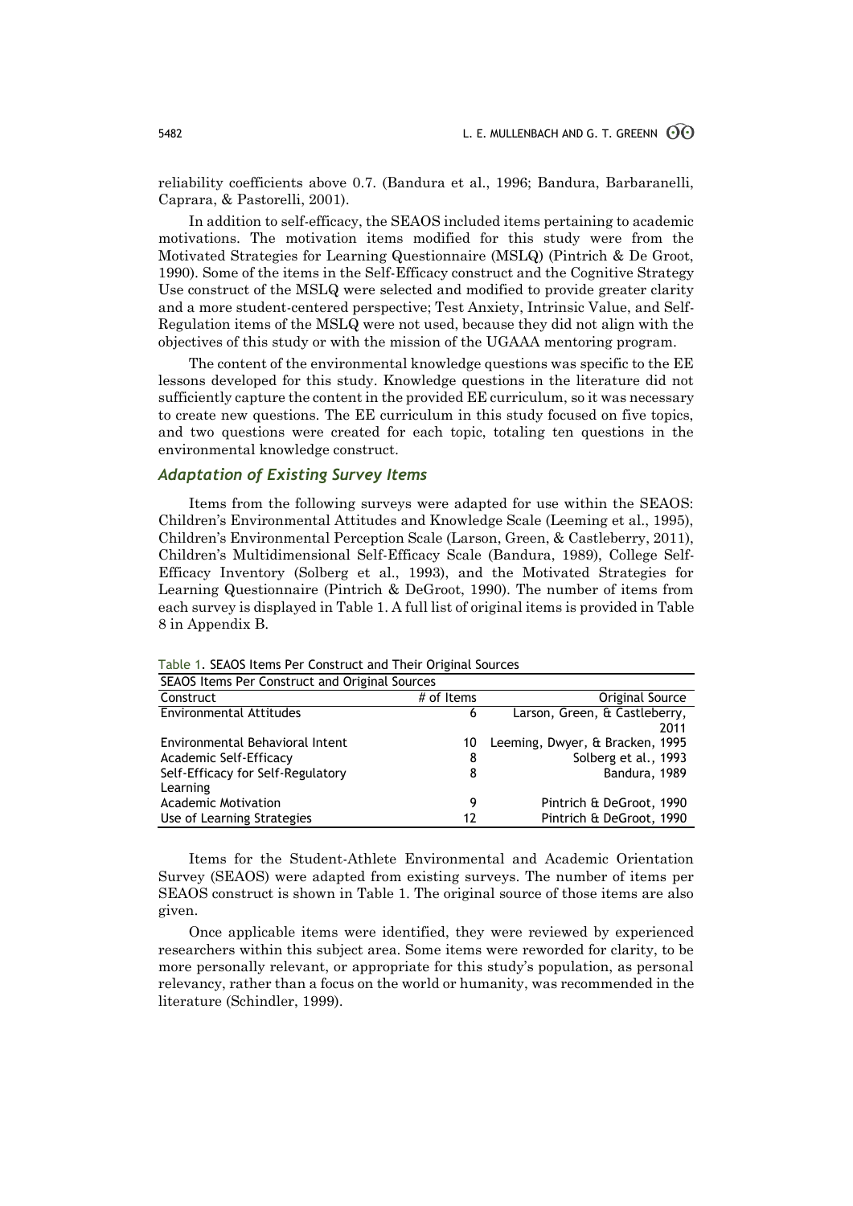reliability coefficients above 0.7. (Bandura et al., 1996; Bandura, Barbaranelli, Caprara, & Pastorelli, 2001).

In addition to self-efficacy, the SEAOS included items pertaining to academic motivations. The motivation items modified for this study were from the Motivated Strategies for Learning Questionnaire (MSLQ) (Pintrich & De Groot, 1990). Some of the items in the Self-Efficacy construct and the Cognitive Strategy Use construct of the MSLQ were selected and modified to provide greater clarity and a more student-centered perspective; Test Anxiety, Intrinsic Value, and Self-Regulation items of the MSLQ were not used, because they did not align with the objectives of this study or with the mission of the UGAAA mentoring program.

The content of the environmental knowledge questions was specific to the EE lessons developed for this study. Knowledge questions in the literature did not sufficiently capture the content in the provided EE curriculum, so it was necessary to create new questions. The EE curriculum in this study focused on five topics, and two questions were created for each topic, totaling ten questions in the environmental knowledge construct.

### *Adaptation of Existing Survey Items*

Items from the following surveys were adapted for use within the SEAOS: Children's Environmental Attitudes and Knowledge Scale (Leeming et al., 1995), Children's Environmental Perception Scale (Larson, Green, & Castleberry, 2011), Children's Multidimensional Self-Efficacy Scale (Bandura, 1989), College Self-Efficacy Inventory (Solberg et al., 1993), and the Motivated Strategies for Learning Questionnaire (Pintrich & DeGroot, 1990). The number of items from each survey is displayed in Table 1. A full list of original items is provided in Table 8 in Appendix B.

Table 1. SEAOS Items Per Construct and Their Original Sources

| SEAOS Items Per Construct and Original Sources | | |
|---|---|---|
| Construct | # of Items | Original Source |
| Environmental Attitudes | 6 | Larson, Green, & Castleberry, 2011 |
| Environmental Behavioral Intent | 10 | Leeming, Dwyer, & Bracken, 1995 |
| Academic Self-Efficacy | 8 | Solberg et al., 1993 |
| Self-Efficacy for Self-Regulatory Learning | 8 | Bandura, 1989 |
| Academic Motivation | 9 | Pintrich & DeGroot, 1990 |
| Use of Learning Strategies | 12 | Pintrich & DeGroot, 1990 |

Items for the Student-Athlete Environmental and Academic Orientation Survey (SEAOS) were adapted from existing surveys. The number of items per SEAOS construct is shown in Table 1. The original source of those items are also given.

Once applicable items were identified, they were reviewed by experienced researchers within this subject area. Some items were reworded for clarity, to be more personally relevant, or appropriate for this study's population, as personal relevancy, rather than a focus on the world or humanity, was recommended in the literature (Schindler, 1999).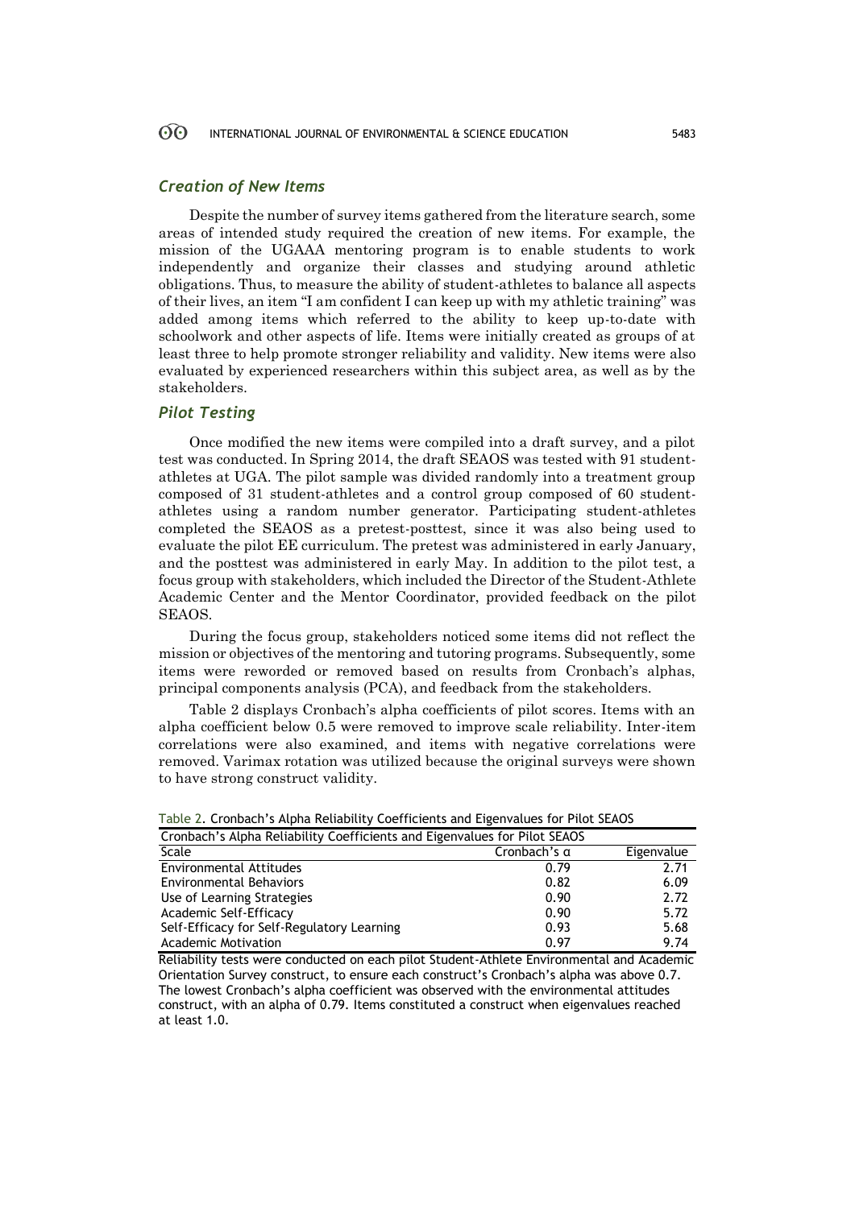### *Creation of New Items*

Despite the number of survey items gathered from the literature search, some areas of intended study required the creation of new items. For example, the mission of the UGAAA mentoring program is to enable students to work independently and organize their classes and studying around athletic obligations. Thus, to measure the ability of student-athletes to balance all aspects of their lives, an item "I am confident I can keep up with my athletic training" was added among items which referred to the ability to keep up-to-date with schoolwork and other aspects of life. Items were initially created as groups of at least three to help promote stronger reliability and validity. New items were also evaluated by experienced researchers within this subject area, as well as by the stakeholders.

### *Pilot Testing*

Once modified the new items were compiled into a draft survey, and a pilot test was conducted. In Spring 2014, the draft SEAOS was tested with 91 student-athletes at UGA. The pilot sample was divided randomly into a treatment group composed of 31 student-athletes and a control group composed of 60 student-athletes using a random number generator. Participating student-athletes completed the SEAOS as a pretest-posttest, since it was also being used to evaluate the pilot EE curriculum. The pretest was administered in early January, and the posttest was administered in early May. In addition to the pilot test, a focus group with stakeholders, which included the Director of the Student-Athlete Academic Center and the Mentor Coordinator, provided feedback on the pilot SEAOS.

During the focus group, stakeholders noticed some items did not reflect the mission or objectives of the mentoring and tutoring programs. Subsequently, some items were reworded or removed based on results from Cronbach's alphas, principal components analysis (PCA), and feedback from the stakeholders.

Table 2 displays Cronbach's alpha coefficients of pilot scores. Items with an alpha coefficient below 0.5 were removed to improve scale reliability. Inter-item correlations were also examined, and items with negative correlations were removed. Varimax rotation was utilized because the original surveys were shown to have strong construct validity.

Table 2. Cronbach's Alpha Reliability Coefficients and Eigenvalues for Pilot SEAOS

| Scale | Cronbach's α | Eigenvalue |
|---|---|---|
| Environmental Attitudes | 0.79 | 2.71 |
| Environmental Behaviors | 0.82 | 6.09 |
| Use of Learning Strategies | 0.90 | 2.72 |
| Academic Self-Efficacy | 0.90 | 5.72 |
| Self-Efficacy for Self-Regulatory Learning | 0.93 | 5.68 |
| Academic Motivation | 0.97 | 9.74 |

Reliability tests were conducted on each pilot Student-Athlete Environmental and Academic Orientation Survey construct, to ensure each construct's Cronbach's alpha was above 0.7. The lowest Cronbach's alpha coefficient was observed with the environmental attitudes construct, with an alpha of 0.79. Items constituted a construct when eigenvalues reached at least 1.0.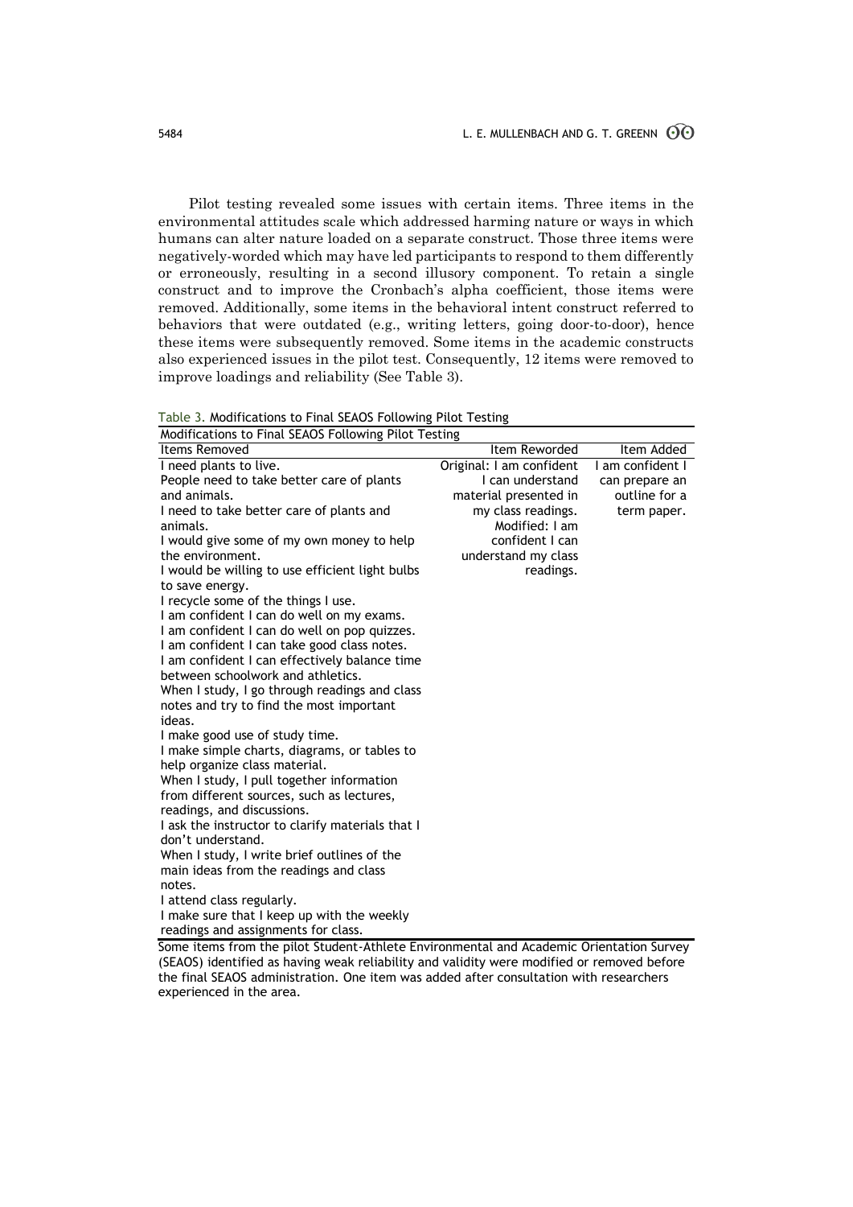Pilot testing revealed some issues with certain items. Three items in the environmental attitudes scale which addressed harming nature or ways in which humans can alter nature loaded on a separate construct. Those three items were negatively-worded which may have led participants to respond to them differently or erroneously, resulting in a second illusory component. To retain a single construct and to improve the Cronbach's alpha coefficient, those items were removed. Additionally, some items in the behavioral intent construct referred to behaviors that were outdated (e.g., writing letters, going door-to-door), hence these items were subsequently removed. Some items in the academic constructs also experienced issues in the pilot test. Consequently, 12 items were removed to improve loadings and reliability (See Table 3).

Table 3. Modifications to Final SEAOS Following Pilot Testing

| Items Removed | Item Reworded | Item Added |
|---|---|---|
| I need plants to live. | Original: I am confident I can understand material presented in my class readings. Modified: I am confident I can understand my class readings. | I am confident I can prepare an outline for a term paper. |
| People need to take better care of plants and animals. | | |
| I need to take better care of plants and animals. | | |
| I would give some of my own money to help the environment. | | |
| I would be willing to use efficient light bulbs to save energy. | | |
| I recycle some of the things I use. | | |
| I am confident I can do well on my exams. | | |
| I am confident I can do well on pop quizzes. | | |
| I am confident I can take good class notes. | | |
| I am confident I can effectively balance time between schoolwork and athletics. | | |
| When I study, I go through readings and class notes and try to find the most important ideas. | | |
| I make good use of study time. | | |
| I make simple charts, diagrams, or tables to help organize class material. | | |
| When I study, I pull together information from different sources, such as lectures, readings, and discussions. | | |
| I ask the instructor to clarify materials that I don't understand. | | |
| When I study, I write brief outlines of the main ideas from the readings and class notes. | | |
| I attend class regularly. | | |
| I make sure that I keep up with the weekly readings and assignments for class. | | |

Some items from the pilot Student-Athlete Environmental and Academic Orientation Survey (SEAOS) identified as having weak reliability and validity were modified or removed before the final SEAOS administration. One item was added after consultation with researchers experienced in the area.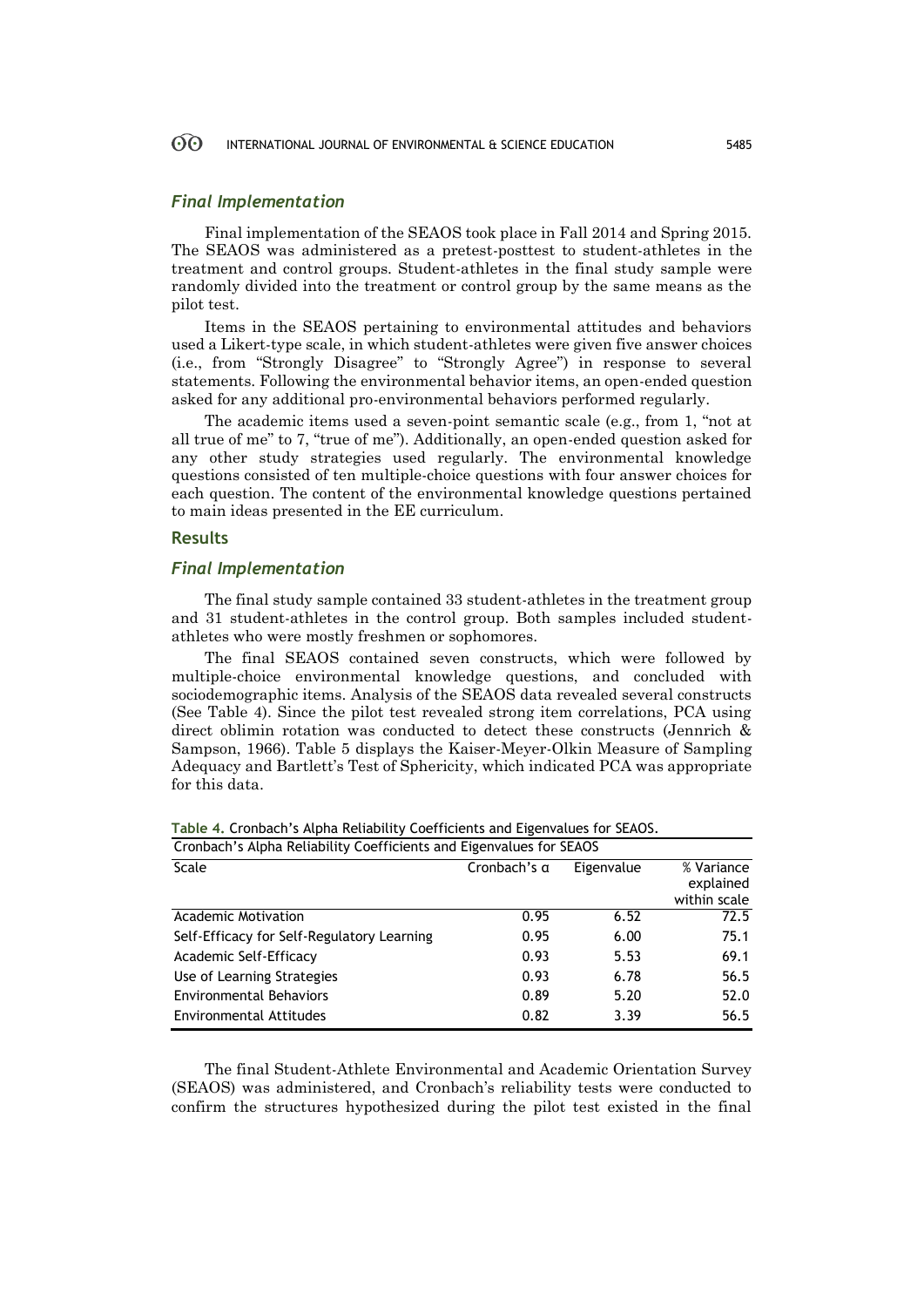### *Final Implementation*

Final implementation of the SEAOS took place in Fall 2014 and Spring 2015. The SEAOS was administered as a pretest-posttest to student-athletes in the treatment and control groups. Student-athletes in the final study sample were randomly divided into the treatment or control group by the same means as the pilot test.

Items in the SEAOS pertaining to environmental attitudes and behaviors used a Likert-type scale, in which student-athletes were given five answer choices (i.e., from "Strongly Disagree" to "Strongly Agree") in response to several statements. Following the environmental behavior items, an open-ended question asked for any additional pro-environmental behaviors performed regularly.

The academic items used a seven-point semantic scale (e.g., from 1, "not at all true of me" to 7, "true of me"). Additionally, an open-ended question asked for any other study strategies used regularly. The environmental knowledge questions consisted of ten multiple-choice questions with four answer choices for each question. The content of the environmental knowledge questions pertained to main ideas presented in the EE curriculum.

## Results

### *Final Implementation*

The final study sample contained 33 student-athletes in the treatment group and 31 student-athletes in the control group. Both samples included student-athletes who were mostly freshmen or sophomores.

The final SEAOS contained seven constructs, which were followed by multiple-choice environmental knowledge questions, and concluded with sociodemographic items. Analysis of the SEAOS data revealed several constructs (See Table 4). Since the pilot test revealed strong item correlations, PCA using direct oblimin rotation was conducted to detect these constructs (Jennrich & Sampson, 1966). Table 5 displays the Kaiser-Meyer-Olkin Measure of Sampling Adequacy and Bartlett's Test of Sphericity, which indicated PCA was appropriate for this data.

**Table 4.** Cronbach's Alpha Reliability Coefficients and Eigenvalues for SEAOS.

| Scale | Cronbach's α | Eigenvalue | % Variance explained within scale |
|---|---|---|---|
| Academic Motivation | 0.95 | 6.52 | 72.5 |
| Self-Efficacy for Self-Regulatory Learning | 0.95 | 6.00 | 75.1 |
| Academic Self-Efficacy | 0.93 | 5.53 | 69.1 |
| Use of Learning Strategies | 0.93 | 6.78 | 56.5 |
| Environmental Behaviors | 0.89 | 5.20 | 52.0 |
| Environmental Attitudes | 0.82 | 3.39 | 56.5 |

The final Student-Athlete Environmental and Academic Orientation Survey (SEAOS) was administered, and Cronbach's reliability tests were conducted to confirm the structures hypothesized during the pilot test existed in the final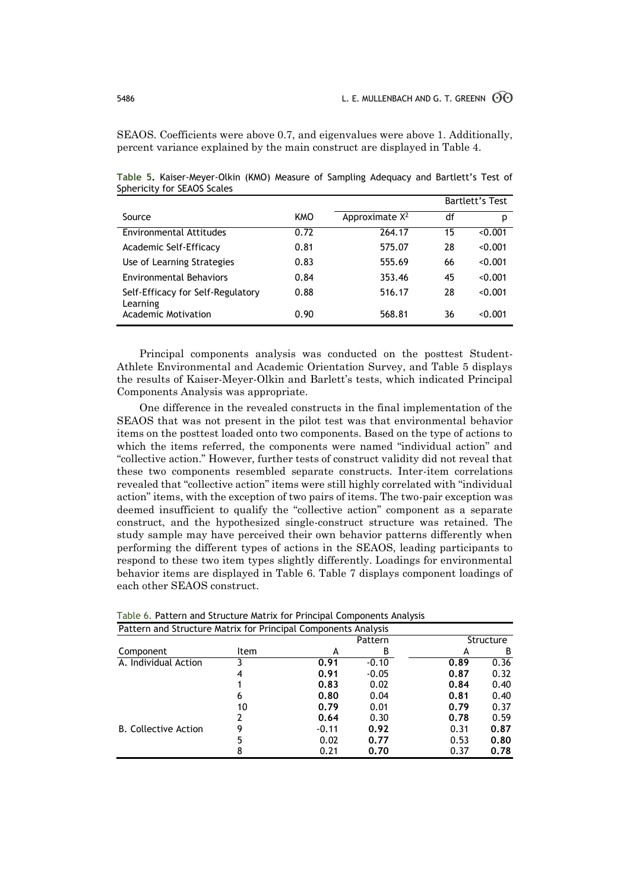SEAOS. Coefficients were above 0.7, and eigenvalues were above 1. Additionally, percent variance explained by the main construct are displayed in Table 4.

**Table 5.** Kaiser-Meyer-Olkin (KMO) Measure of Sampling Adequacy and Bartlett's Test of Sphericity for SEAOS Scales

| | | Bartlett's Test | | |
|---|---|---|---|---|
| Source | KMO | Approximate $X^2$ | df | p |
| Environmental Attitudes | 0.72 | 264.17 | 15 | <0.001 |
| Academic Self-Efficacy | 0.81 | 575.07 | 28 | <0.001 |
| Use of Learning Strategies | 0.83 | 555.69 | 66 | <0.001 |
| Environmental Behaviors | 0.84 | 353.46 | 45 | <0.001 |
| Self-Efficacy for Self-Regulatory Learning | 0.88 | 516.17 | 28 | <0.001 |
| Academic Motivation | 0.90 | 568.81 | 36 | <0.001 |

Principal components analysis was conducted on the posttest Student-Athlete Environmental and Academic Orientation Survey, and Table 5 displays the results of Kaiser-Meyer-Olkin and Barlett's tests, which indicated Principal Components Analysis was appropriate.

One difference in the revealed constructs in the final implementation of the SEAOS that was not present in the pilot test was that environmental behavior items on the posttest loaded onto two components. Based on the type of actions to which the items referred, the components were named "individual action" and "collective action." However, further tests of construct validity did not reveal that these two components resembled separate constructs. Inter-item correlations revealed that "collective action" items were still highly correlated with "individual action" items, with the exception of two pairs of items. The two-pair exception was deemed insufficient to qualify the "collective action" component as a separate construct, and the hypothesized single-construct structure was retained. The study sample may have perceived their own behavior patterns differently when performing the different types of actions in the SEAOS, leading participants to respond to these two item types slightly differently. Loadings for environmental behavior items are displayed in Table 6. Table 7 displays component loadings of each other SEAOS construct.

Table 6. Pattern and Structure Matrix for Principal Components Analysis

| Pattern and Structure Matrix for Principal Components Analysis | | | | | |
|---|---|---|---|---|---|
| | | Pattern | | Structure | |
| Component | Item | A | B | A | B |
| A. Individual Action | 3 | **0.91** | -0.10 | **0.89** | 0.36 |
| | 4 | **0.91** | -0.05 | **0.87** | 0.32 |
| | 1 | **0.83** | 0.02 | **0.84** | 0.40 |
| | 6 | **0.80** | 0.04 | **0.81** | 0.40 |
| | 10 | **0.79** | 0.01 | **0.79** | 0.37 |
| | 2 | **0.64** | 0.30 | **0.78** | 0.59 |
| B. Collective Action | 9 | -0.11 | **0.92** | 0.31 | **0.87** |
| | 5 | 0.02 | **0.77** | 0.53 | **0.80** |
| | 8 | 0.21 | **0.70** | 0.37 | **0.78** |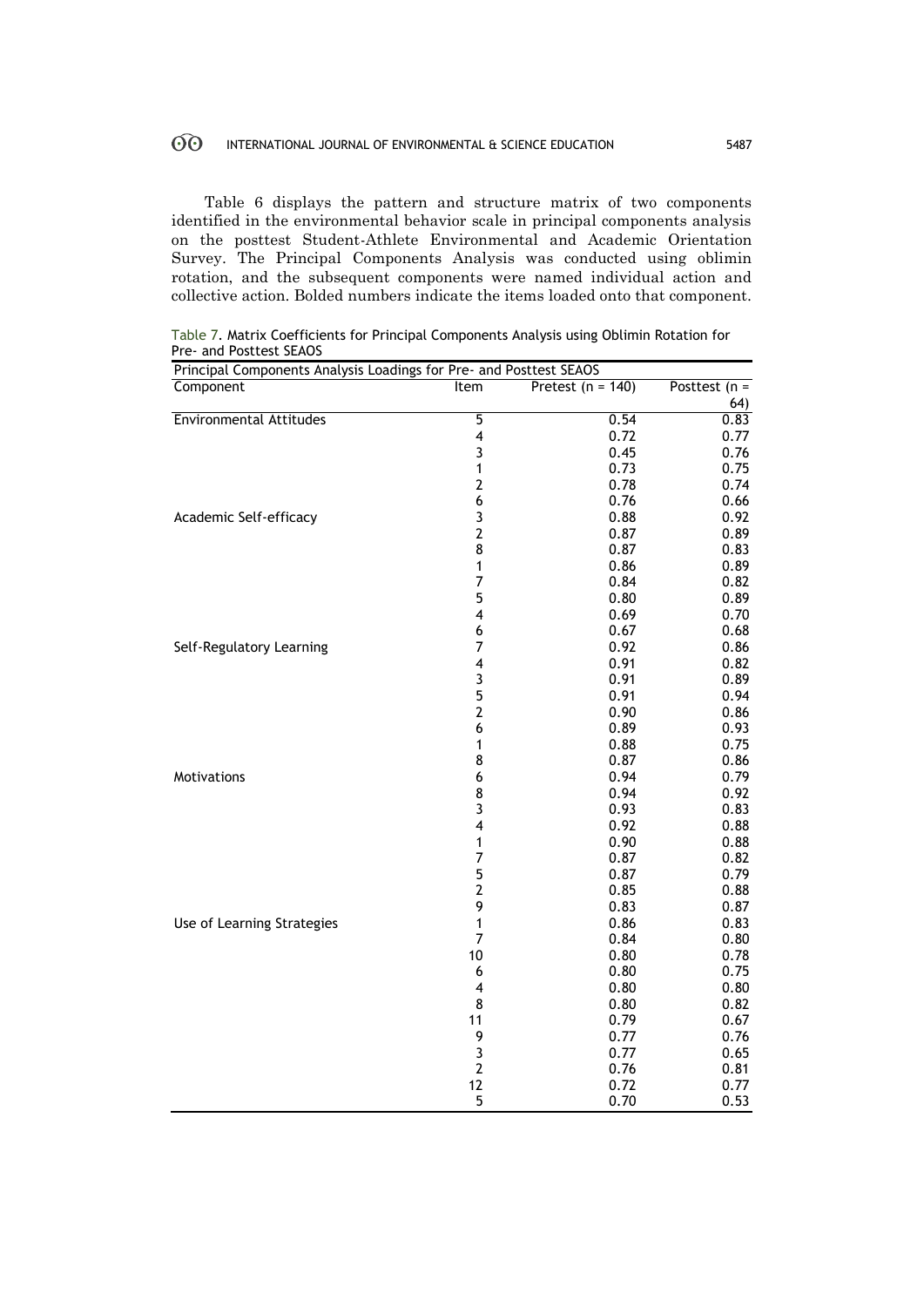Table 6 displays the pattern and structure matrix of two components identified in the environmental behavior scale in principal components analysis on the posttest Student-Athlete Environmental and Academic Orientation Survey. The Principal Components Analysis was conducted using oblimin rotation, and the subsequent components were named individual action and collective action. Bolded numbers indicate the items loaded onto that component.

Table 7. Matrix Coefficients for Principal Components Analysis using Oblimin Rotation for Pre- and Posttest SEAOS

| Principal Components Analysis Loadings for Pre- and Posttest SEAOS | | | |
|---|---|---|---|
| Component | Item | Pretest (n = 140) | Posttest (n = 64) |
| Environmental Attitudes | 5 | 0.54 | 0.83 |
| | 4 | 0.72 | 0.77 |
| | 3 | 0.45 | 0.76 |
| | 1 | 0.73 | 0.75 |
| | 2 | 0.78 | 0.74 |
| | 6 | 0.76 | 0.66 |
| Academic Self-efficacy | 3 | 0.88 | 0.92 |
| | 2 | 0.87 | 0.89 |
| | 8 | 0.87 | 0.83 |
| | 1 | 0.86 | 0.89 |
| | 7 | 0.84 | 0.82 |
| | 5 | 0.80 | 0.89 |
| | 4 | 0.69 | 0.70 |
| | 6 | 0.67 | 0.68 |
| Self-Regulatory Learning | 7 | 0.92 | 0.86 |
| | 4 | 0.91 | 0.82 |
| | 3 | 0.91 | 0.89 |
| | 5 | 0.91 | 0.94 |
| | 2 | 0.90 | 0.86 |
| | 6 | 0.89 | 0.93 |
| | 1 | 0.88 | 0.75 |
| | 8 | 0.87 | 0.86 |
| Motivations | 6 | 0.94 | 0.79 |
| | 8 | 0.94 | 0.92 |
| | 3 | 0.93 | 0.83 |
| | 4 | 0.92 | 0.88 |
| | 1 | 0.90 | 0.88 |
| | 7 | 0.87 | 0.82 |
| | 5 | 0.87 | 0.79 |
| | 2 | 0.85 | 0.88 |
| | 9 | 0.83 | 0.87 |
| Use of Learning Strategies | 1 | 0.86 | 0.83 |
| | 7 | 0.84 | 0.80 |
| | 10 | 0.80 | 0.78 |
| | 6 | 0.80 | 0.75 |
| | 4 | 0.80 | 0.80 |
| | 8 | 0.80 | 0.82 |
| | 11 | 0.79 | 0.67 |
| | 9 | 0.77 | 0.76 |
| | 3 | 0.77 | 0.65 |
| | 2 | 0.76 | 0.81 |
| | 12 | 0.72 | 0.77 |
| | 5 | 0.70 | 0.53 |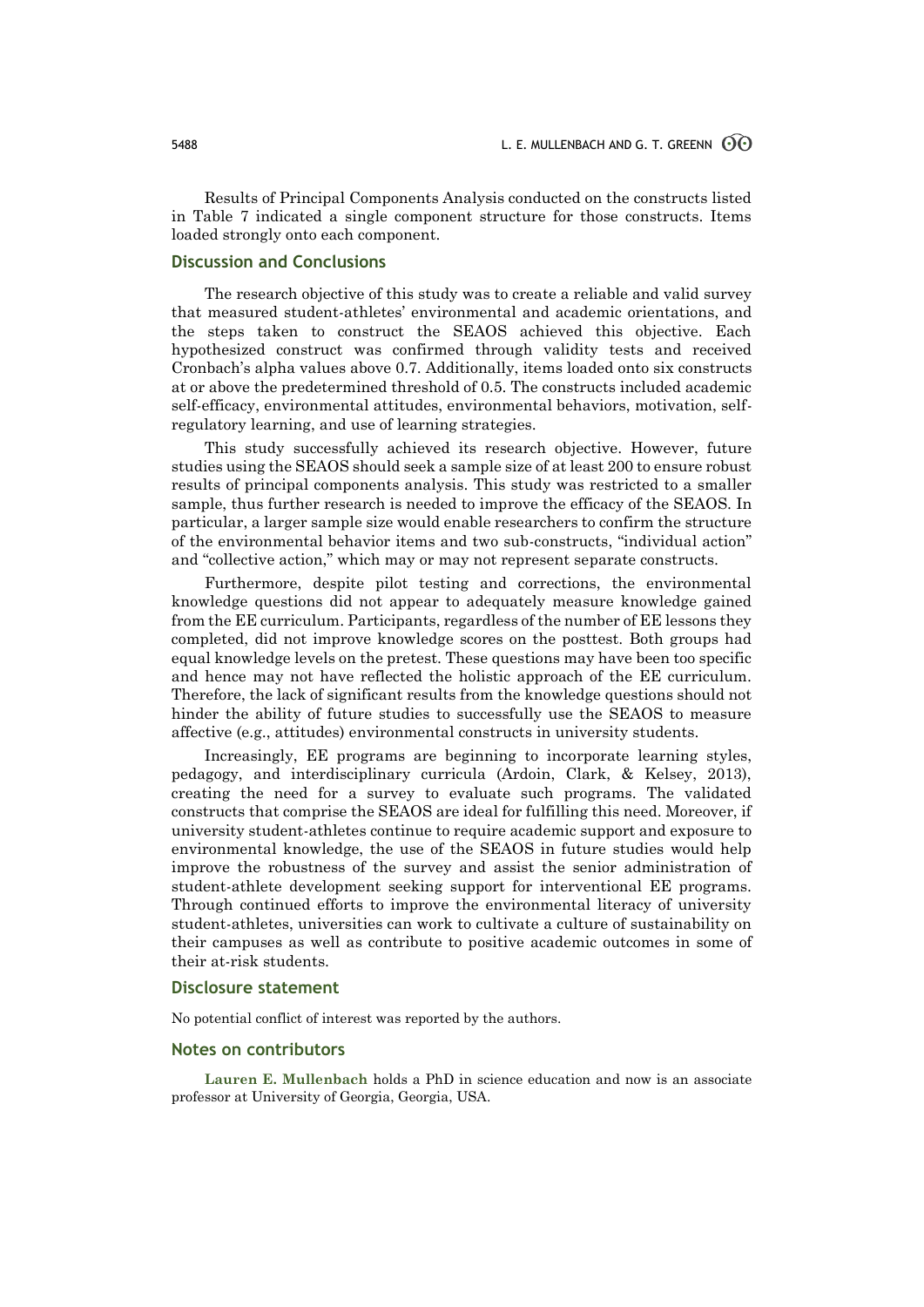Results of Principal Components Analysis conducted on the constructs listed in Table 7 indicated a single component structure for those constructs. Items loaded strongly onto each component.

## Discussion and Conclusions

The research objective of this study was to create a reliable and valid survey that measured student-athletes' environmental and academic orientations, and the steps taken to construct the SEAOS achieved this objective. Each hypothesized construct was confirmed through validity tests and received Cronbach's alpha values above 0.7. Additionally, items loaded onto six constructs at or above the predetermined threshold of 0.5. The constructs included academic self-efficacy, environmental attitudes, environmental behaviors, motivation, self-regulatory learning, and use of learning strategies.

This study successfully achieved its research objective. However, future studies using the SEAOS should seek a sample size of at least 200 to ensure robust results of principal components analysis. This study was restricted to a smaller sample, thus further research is needed to improve the efficacy of the SEAOS. In particular, a larger sample size would enable researchers to confirm the structure of the environmental behavior items and two sub-constructs, "individual action" and "collective action," which may or may not represent separate constructs.

Furthermore, despite pilot testing and corrections, the environmental knowledge questions did not appear to adequately measure knowledge gained from the EE curriculum. Participants, regardless of the number of EE lessons they completed, did not improve knowledge scores on the posttest. Both groups had equal knowledge levels on the pretest. These questions may have been too specific and hence may not have reflected the holistic approach of the EE curriculum. Therefore, the lack of significant results from the knowledge questions should not hinder the ability of future studies to successfully use the SEAOS to measure affective (e.g., attitudes) environmental constructs in university students.

Increasingly, EE programs are beginning to incorporate learning styles, pedagogy, and interdisciplinary curricula (Ardoin, Clark, & Kelsey, 2013), creating the need for a survey to evaluate such programs. The validated constructs that comprise the SEAOS are ideal for fulfilling this need. Moreover, if university student-athletes continue to require academic support and exposure to environmental knowledge, the use of the SEAOS in future studies would help improve the robustness of the survey and assist the senior administration of student-athlete development seeking support for interventional EE programs. Through continued efforts to improve the environmental literacy of university student-athletes, universities can work to cultivate a culture of sustainability on their campuses as well as contribute to positive academic outcomes in some of their at-risk students.

## Disclosure statement

No potential conflict of interest was reported by the authors.

## Notes on contributors

**Lauren E. Mullenbach** holds a PhD in science education and now is an associate professor at University of Georgia, Georgia, USA.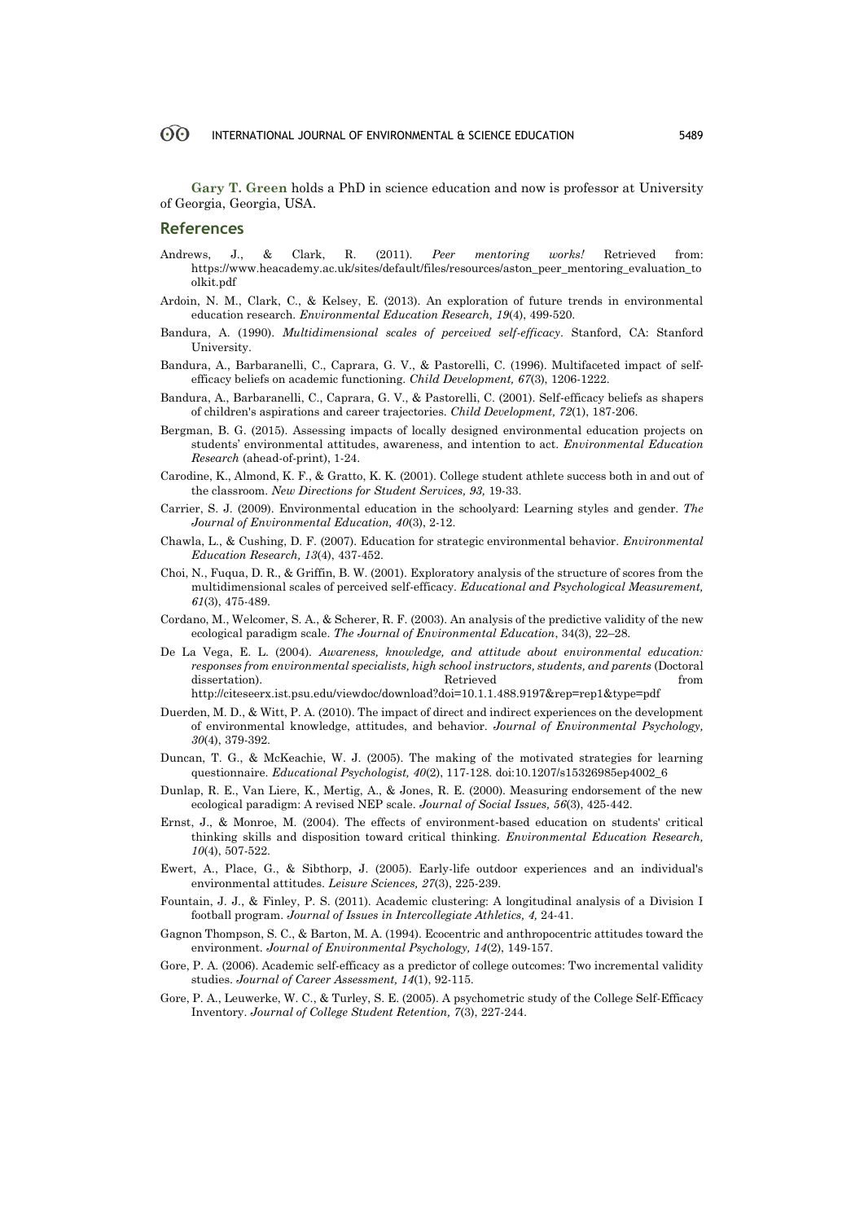**Gary T. Green** holds a PhD in science education and now is professor at University of Georgia, Georgia, USA.

## References

Andrews, J., & Clark, R. (2011). *Peer mentoring works!* Retrieved from: https://www.heacademy.ac.uk/sites/default/files/resources/aston_peer_mentoring_evaluation_toolkit.pdf

Ardoin, N. M., Clark, C., & Kelsey, E. (2013). An exploration of future trends in environmental education research. *Environmental Education Research, 19*(4), 499-520.

Bandura, A. (1990). *Multidimensional scales of perceived self-efficacy*. Stanford, CA: Stanford University.

Bandura, A., Barbaranelli, C., Caprara, G. V., & Pastorelli, C. (1996). Multifaceted impact of self-efficacy beliefs on academic functioning. *Child Development, 67*(3), 1206-1222.

Bandura, A., Barbaranelli, C., Caprara, G. V., & Pastorelli, C. (2001). Self-efficacy beliefs as shapers of children's aspirations and career trajectories. *Child Development, 72*(1), 187-206.

Bergman, B. G. (2015). Assessing impacts of locally designed environmental education projects on students' environmental attitudes, awareness, and intention to act. *Environmental Education Research* (ahead-of-print), 1-24.

Carodine, K., Almond, K. F., & Gratto, K. K. (2001). College student athlete success both in and out of the classroom. *New Directions for Student Services, 93,* 19-33.

Carrier, S. J. (2009). Environmental education in the schoolyard: Learning styles and gender. *The Journal of Environmental Education, 40*(3), 2-12.

Chawla, L., & Cushing, D. F. (2007). Education for strategic environmental behavior. *Environmental Education Research, 13*(4), 437-452.

Choi, N., Fuqua, D. R., & Griffin, B. W. (2001). Exploratory analysis of the structure of scores from the multidimensional scales of perceived self-efficacy. *Educational and Psychological Measurement, 61*(3), 475-489.

Cordano, M., Welcomer, S. A., & Scherer, R. F. (2003). An analysis of the predictive validity of the new ecological paradigm scale. *The Journal of Environmental Education*, 34(3), 22–28.

De La Vega, E. L. (2004). *Awareness, knowledge, and attitude about environmental education: responses from environmental specialists, high school instructors, students, and parents* (Doctoral dissertation). Retrieved from http://citeseerx.ist.psu.edu/viewdoc/download?doi=10.1.1.488.9197&rep=rep1&type=pdf

Duerden, M. D., & Witt, P. A. (2010). The impact of direct and indirect experiences on the development of environmental knowledge, attitudes, and behavior. *Journal of Environmental Psychology, 30*(4), 379-392.

Duncan, T. G., & McKeachie, W. J. (2005). The making of the motivated strategies for learning questionnaire. *Educational Psychologist, 40*(2), 117-128. doi:10.1207/s15326985ep4002_6

Dunlap, R. E., Van Liere, K., Mertig, A., & Jones, R. E. (2000). Measuring endorsement of the new ecological paradigm: A revised NEP scale. *Journal of Social Issues, 56*(3), 425-442.

Ernst, J., & Monroe, M. (2004). The effects of environment-based education on students' critical thinking skills and disposition toward critical thinking. *Environmental Education Research, 10*(4), 507-522.

Ewert, A., Place, G., & Sibthorp, J. (2005). Early-life outdoor experiences and an individual's environmental attitudes. *Leisure Sciences, 27*(3), 225-239.

Fountain, J. J., & Finley, P. S. (2011). Academic clustering: A longitudinal analysis of a Division I football program. *Journal of Issues in Intercollegiate Athletics, 4,* 24-41.

Gagnon Thompson, S. C., & Barton, M. A. (1994). Ecocentric and anthropocentric attitudes toward the environment. *Journal of Environmental Psychology, 14*(2), 149-157.

Gore, P. A. (2006). Academic self-efficacy as a predictor of college outcomes: Two incremental validity studies. *Journal of Career Assessment, 14*(1), 92-115.

Gore, P. A., Leuwerke, W. C., & Turley, S. E. (2005). A psychometric study of the College Self-Efficacy Inventory. *Journal of College Student Retention, 7*(3), 227-244.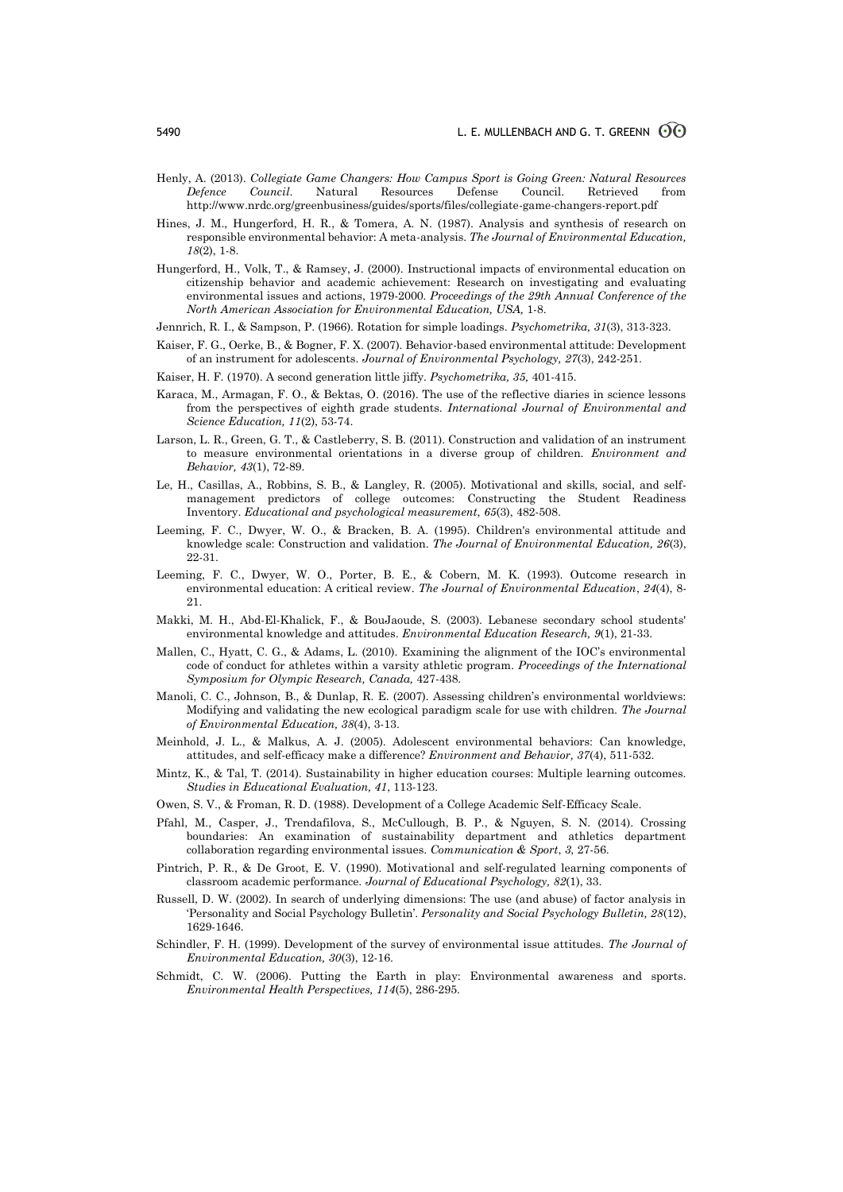Henly, A. (2013). *Collegiate Game Changers: How Campus Sport is Going Green: Natural Resources Defence Council*. Natural Resources Defense Council. Retrieved from http://www.nrdc.org/greenbusiness/guides/sports/files/collegiate-game-changers-report.pdf

Hines, J. M., Hungerford, H. R., & Tomera, A. N. (1987). Analysis and synthesis of research on responsible environmental behavior: A meta-analysis. *The Journal of Environmental Education, 18*(2), 1-8.

Hungerford, H., Volk, T., & Ramsey, J. (2000). Instructional impacts of environmental education on citizenship behavior and academic achievement: Research on investigating and evaluating environmental issues and actions, 1979-2000. *Proceedings of the 29th Annual Conference of the North American Association for Environmental Education, USA,* 1-8.

Jennrich, R. I., & Sampson, P. (1966). Rotation for simple loadings. *Psychometrika, 31*(3), 313-323.

Kaiser, F. G., Oerke, B., & Bogner, F. X. (2007). Behavior-based environmental attitude: Development of an instrument for adolescents. *Journal of Environmental Psychology, 27*(3), 242-251.

Kaiser, H. F. (1970). A second generation little jiffy. *Psychometrika, 35,* 401-415.

Karaca, M., Armagan, F. O., & Bektas, O. (2016). The use of the reflective diaries in science lessons from the perspectives of eighth grade students. *International Journal of Environmental and Science Education, 11*(2), 53-74.

Larson, L. R., Green, G. T., & Castleberry, S. B. (2011). Construction and validation of an instrument to measure environmental orientations in a diverse group of children. *Environment and Behavior, 43*(1), 72-89.

Le, H., Casillas, A., Robbins, S. B., & Langley, R. (2005). Motivational and skills, social, and self-management predictors of college outcomes: Constructing the Student Readiness Inventory. *Educational and psychological measurement*, *65*(3), 482-508.

Leeming, F. C., Dwyer, W. O., & Bracken, B. A. (1995). Children's environmental attitude and knowledge scale: Construction and validation. *The Journal of Environmental Education, 26*(3), 22-31.

Leeming, F. C., Dwyer, W. O., Porter, B. E., & Cobern, M. K. (1993). Outcome research in environmental education: A critical review. *The Journal of Environmental Education*, *24*(4), 8-21.

Makki, M. H., Abd-El-Khalick, F., & BouJaoude, S. (2003). Lebanese secondary school students' environmental knowledge and attitudes. *Environmental Education Research, 9*(1), 21-33.

Mallen, C., Hyatt, C. G., & Adams, L. (2010). Examining the alignment of the IOC's environmental code of conduct for athletes within a varsity athletic program. *Proceedings of the International Symposium for Olympic Research, Canada,* 427-438.

Manoli, C. C., Johnson, B., & Dunlap, R. E. (2007). Assessing children's environmental worldviews: Modifying and validating the new ecological paradigm scale for use with children. *The Journal of Environmental Education, 38*(4), 3-13.

Meinhold, J. L., & Malkus, A. J. (2005). Adolescent environmental behaviors: Can knowledge, attitudes, and self-efficacy make a difference? *Environment and Behavior, 37*(4), 511-532.

Mintz, K., & Tal, T. (2014). Sustainability in higher education courses: Multiple learning outcomes. *Studies in Educational Evaluation, 41*, 113-123.

Owen, S. V., & Froman, R. D. (1988). Development of a College Academic Self-Efficacy Scale.

Pfahl, M., Casper, J., Trendafilova, S., McCullough, B. P., & Nguyen, S. N. (2014). Crossing boundaries: An examination of sustainability department and athletics department collaboration regarding environmental issues. *Communication & Sport*, *3*, 27-56.

Pintrich, P. R., & De Groot, E. V. (1990). Motivational and self-regulated learning components of classroom academic performance. *Journal of Educational Psychology, 82*(1), 33.

Russell, D. W. (2002). In search of underlying dimensions: The use (and abuse) of factor analysis in 'Personality and Social Psychology Bulletin'. *Personality and Social Psychology Bulletin, 28*(12), 1629-1646.

Schindler, F. H. (1999). Development of the survey of environmental issue attitudes. *The Journal of Environmental Education, 30*(3), 12-16.

Schmidt, C. W. (2006). Putting the Earth in play: Environmental awareness and sports. *Environmental Health Perspectives, 114*(5), 286-295.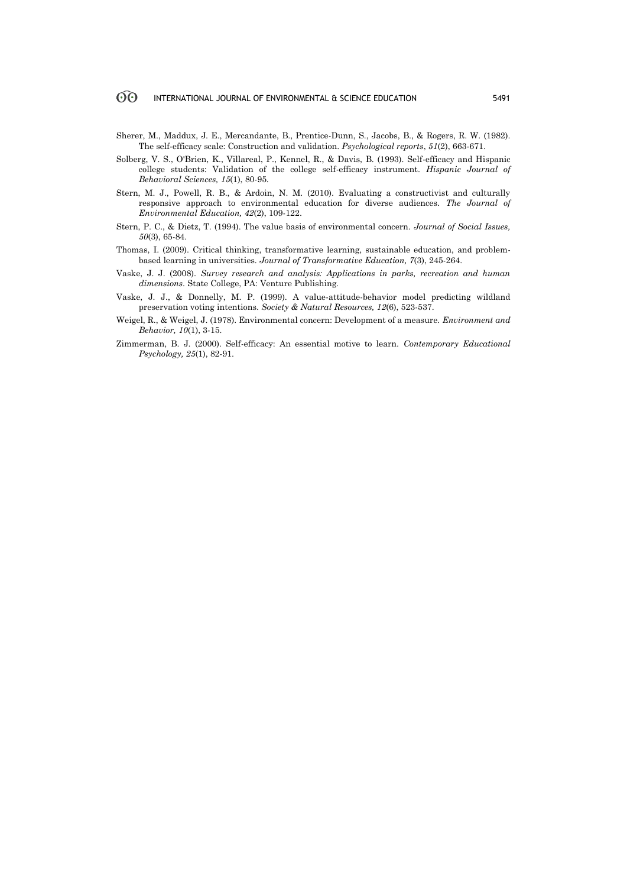Sherer, M., Maddux, J. E., Mercandante, B., Prentice-Dunn, S., Jacobs, B., & Rogers, R. W. (1982). The self-efficacy scale: Construction and validation. *Psychological reports*, *51*(2), 663-671.

Solberg, V. S., O'Brien, K., Villareal, P., Kennel, R., & Davis, B. (1993). Self-efficacy and Hispanic college students: Validation of the college self-efficacy instrument. *Hispanic Journal of Behavioral Sciences, 15*(1), 80-95.

Stern, M. J., Powell, R. B., & Ardoin, N. M. (2010). Evaluating a constructivist and culturally responsive approach to environmental education for diverse audiences. *The Journal of Environmental Education, 42*(2), 109-122.

Stern, P. C., & Dietz, T. (1994). The value basis of environmental concern. *Journal of Social Issues, 50*(3), 65-84.

Thomas, I. (2009). Critical thinking, transformative learning, sustainable education, and problem-based learning in universities. *Journal of Transformative Education, 7*(3), 245-264.

Vaske, J. J. (2008). *Survey research and analysis: Applications in parks, recreation and human dimensions*. State College, PA: Venture Publishing.

Vaske, J. J., & Donnelly, M. P. (1999). A value-attitude-behavior model predicting wildland preservation voting intentions. *Society & Natural Resources, 12*(6), 523-537.

Weigel, R., & Weigel, J. (1978). Environmental concern: Development of a measure. *Environment and Behavior, 10*(1), 3-15.

Zimmerman, B. J. (2000). Self-efficacy: An essential motive to learn. *Contemporary Educational Psychology, 25*(1), 82-91.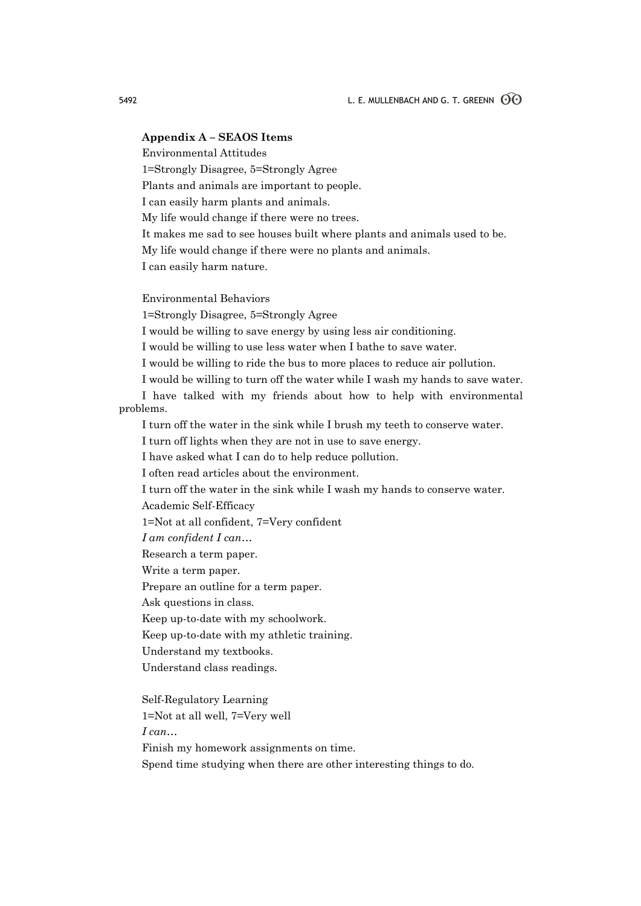**Appendix A – SEAOS Items**

Environmental Attitudes

1=Strongly Disagree, 5=Strongly Agree

Plants and animals are important to people.

I can easily harm plants and animals.

My life would change if there were no trees.

It makes me sad to see houses built where plants and animals used to be.

My life would change if there were no plants and animals.

I can easily harm nature.

Environmental Behaviors

1=Strongly Disagree, 5=Strongly Agree

I would be willing to save energy by using less air conditioning.

I would be willing to use less water when I bathe to save water.

I would be willing to ride the bus to more places to reduce air pollution.

I would be willing to turn off the water while I wash my hands to save water.

I have talked with my friends about how to help with environmental problems.

I turn off the water in the sink while I brush my teeth to conserve water.

I turn off lights when they are not in use to save energy.

I have asked what I can do to help reduce pollution.

I often read articles about the environment.

I turn off the water in the sink while I wash my hands to conserve water.

Academic Self-Efficacy

1=Not at all confident, 7=Very confident

*I am confident I can…*

Research a term paper.

Write a term paper.

Prepare an outline for a term paper.

Ask questions in class.

Keep up-to-date with my schoolwork.

Keep up-to-date with my athletic training.

Understand my textbooks.

Understand class readings.

Self-Regulatory Learning

1=Not at all well, 7=Very well

*I can…*

Finish my homework assignments on time.

Spend time studying when there are other interesting things to do.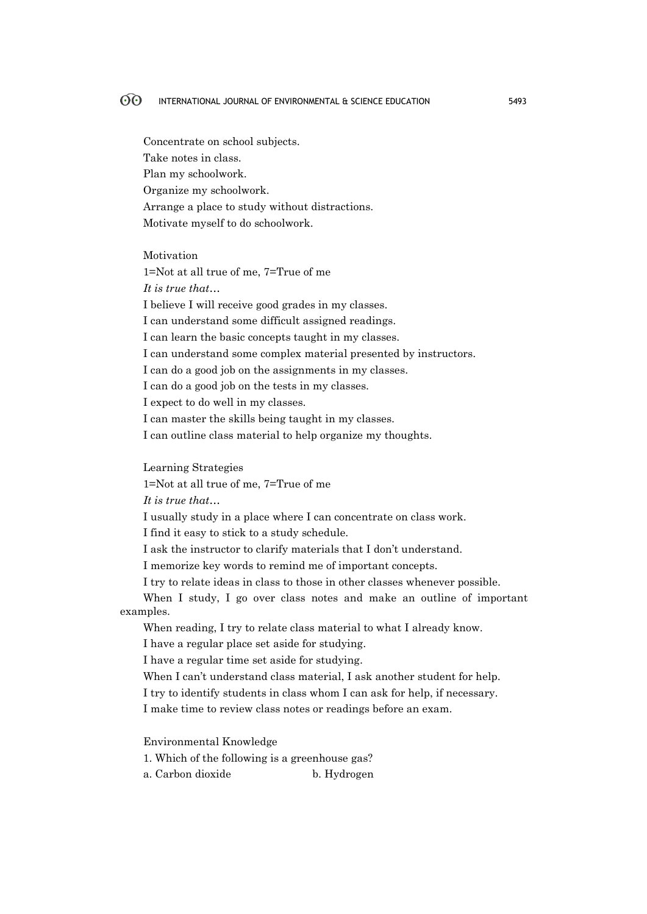Concentrate on school subjects.

Take notes in class.

Plan my schoolwork.

Organize my schoolwork.

Arrange a place to study without distractions.

Motivate myself to do schoolwork.

Motivation

1=Not at all true of me, 7=True of me

*It is true that…*

I believe I will receive good grades in my classes.

I can understand some difficult assigned readings.

I can learn the basic concepts taught in my classes.

I can understand some complex material presented by instructors.

I can do a good job on the assignments in my classes.

I can do a good job on the tests in my classes.

I expect to do well in my classes.

I can master the skills being taught in my classes.

I can outline class material to help organize my thoughts.

Learning Strategies

1=Not at all true of me, 7=True of me

*It is true that…*

I usually study in a place where I can concentrate on class work.

I find it easy to stick to a study schedule.

I ask the instructor to clarify materials that I don't understand.

I memorize key words to remind me of important concepts.

I try to relate ideas in class to those in other classes whenever possible.

When I study, I go over class notes and make an outline of important examples.

When reading, I try to relate class material to what I already know.

I have a regular place set aside for studying.

I have a regular time set aside for studying.

When I can't understand class material, I ask another student for help.

I try to identify students in class whom I can ask for help, if necessary.

I make time to review class notes or readings before an exam.

Environmental Knowledge

1. Which of the following is a greenhouse gas?

a. Carbon dioxide b. Hydrogen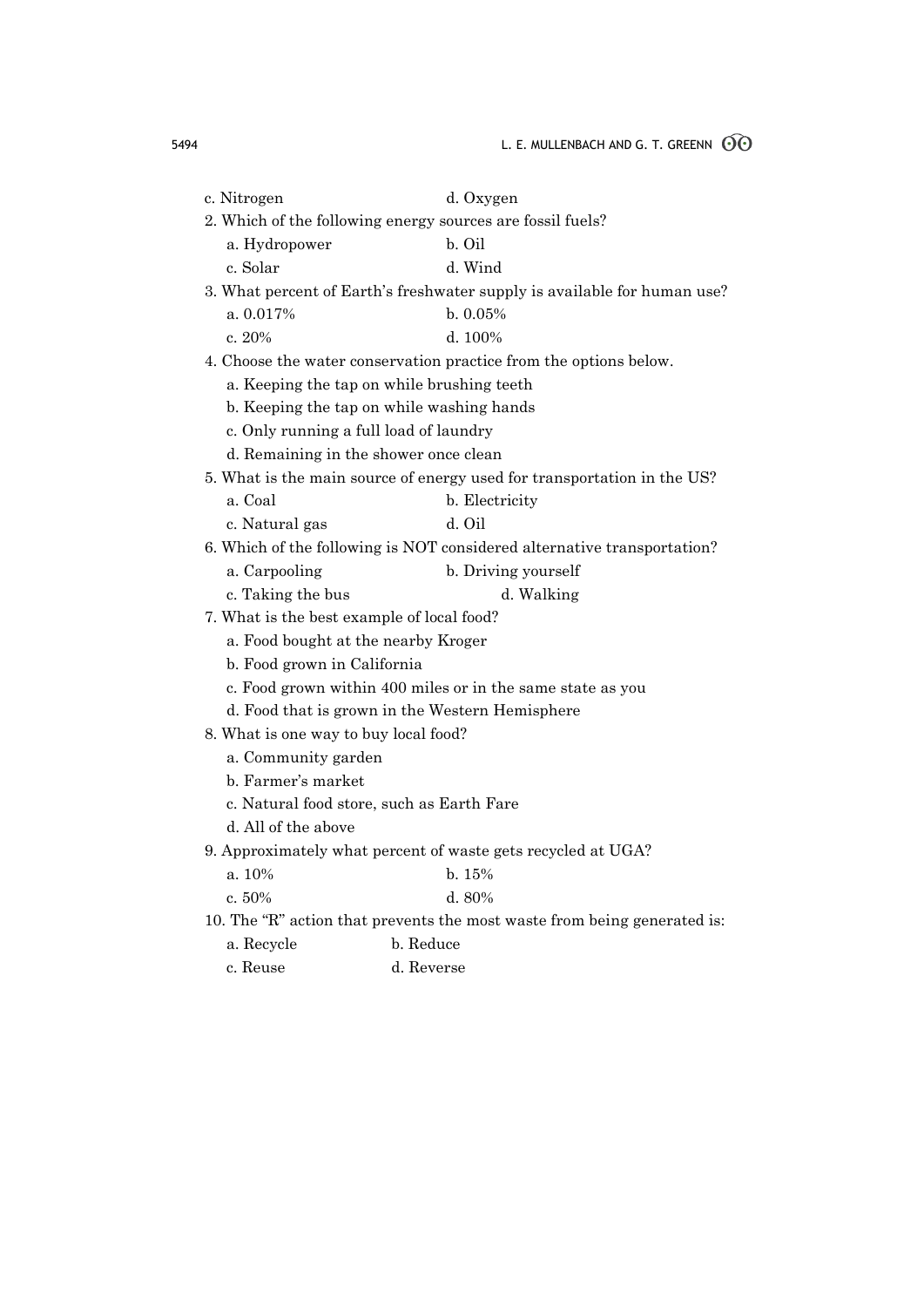c. Nitrogen d. Oxygen

2. Which of the following energy sources are fossil fuels?
    - a. Hydropower b. Oil
    - c. Solar d. Wind
3. What percent of Earth's freshwater supply is available for human use?
    - a. 0.017% b. 0.05%
    - c. 20% d. 100%
4. Choose the water conservation practice from the options below.
    - a. Keeping the tap on while brushing teeth
    - b. Keeping the tap on while washing hands
    - c. Only running a full load of laundry
    - d. Remaining in the shower once clean
5. What is the main source of energy used for transportation in the US?
    - a. Coal b. Electricity
    - c. Natural gas d. Oil
6. Which of the following is NOT considered alternative transportation?
    - a. Carpooling b. Driving yourself
    - c. Taking the bus d. Walking
7. What is the best example of local food?
    - a. Food bought at the nearby Kroger
    - b. Food grown in California
    - c. Food grown within 400 miles or in the same state as you
    - d. Food that is grown in the Western Hemisphere
8. What is one way to buy local food?
    - a. Community garden
    - b. Farmer's market
    - c. Natural food store, such as Earth Fare
    - d. All of the above
9. Approximately what percent of waste gets recycled at UGA?
    - a. 10% b. 15%
    - c. 50% d. 80%
10. The "R" action that prevents the most waste from being generated is:
    - a. Recycle b. Reduce
    - c. Reuse d. Reverse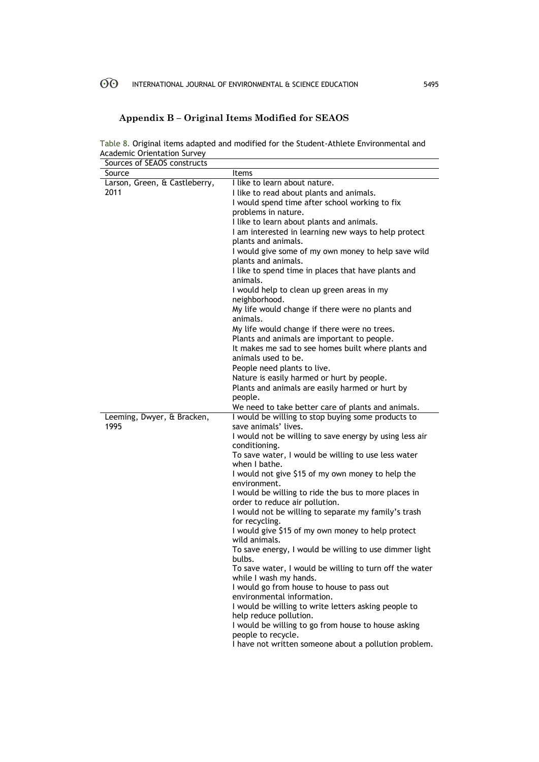## Appendix B – Original Items Modified for SEAOS

Table 8. Original items adapted and modified for the Student-Athlete Environmental and Academic Orientation Survey

| Sources of SEAOS constructs | |
|---|---|
| Source | Items |
| Larson, Green, & Castleberry, 2011 | I like to learn about nature. |
| | I like to read about plants and animals. |
| | I would spend time after school working to fix problems in nature. |
| | I like to learn about plants and animals. |
| | I am interested in learning new ways to help protect plants and animals. |
| | I would give some of my own money to help save wild plants and animals. |
| | I like to spend time in places that have plants and animals. |
| | I would help to clean up green areas in my neighborhood. |
| | My life would change if there were no plants and animals. |
| | My life would change if there were no trees. |
| | Plants and animals are important to people. |
| | It makes me sad to see homes built where plants and animals used to be. |
| | People need plants to live. |
| | Nature is easily harmed or hurt by people. |
| | Plants and animals are easily harmed or hurt by people. |
| | We need to take better care of plants and animals. |
| Leeming, Dwyer, & Bracken, 1995 | I would be willing to stop buying some products to save animals' lives. |
| | I would not be willing to save energy by using less air conditioning. |
| | To save water, I would be willing to use less water when I bathe. |
| | I would not give $15 of my own money to help the environment. |
| | I would be willing to ride the bus to more places in order to reduce air pollution. |
| | I would not be willing to separate my family's trash for recycling. |
| | I would give $15 of my own money to help protect wild animals. |
| | To save energy, I would be willing to use dimmer light bulbs. |
| | To save water, I would be willing to turn off the water while I wash my hands. |
| | I would go from house to house to pass out environmental information. |
| | I would be willing to write letters asking people to help reduce pollution. |
| | I would be willing to go from house to house asking people to recycle. |
| | I have not written someone about a pollution problem. |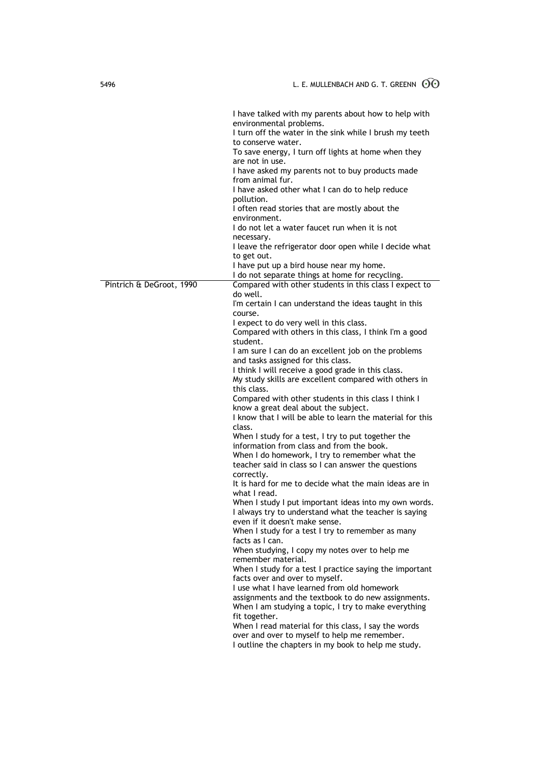| | |
|---|---|
| | I have talked with my parents about how to help with environmental problems.<br>I turn off the water in the sink while I brush my teeth to conserve water.<br>To save energy, I turn off lights at home when they are not in use.<br>I have asked my parents not to buy products made from animal fur.<br>I have asked other what I can do to help reduce pollution.<br>I often read stories that are mostly about the environment.<br>I do not let a water faucet run when it is not necessary.<br>I leave the refrigerator door open while I decide what to get out.<br>I have put up a bird house near my home.<br>I do not separate things at home for recycling. |
| Pintrich & DeGroot, 1990 | Compared with other students in this class I expect to do well.<br>I'm certain I can understand the ideas taught in this course.<br>I expect to do very well in this class.<br>Compared with others in this class, I think I'm a good student.<br>I am sure I can do an excellent job on the problems and tasks assigned for this class.<br>I think I will receive a good grade in this class.<br>My study skills are excellent compared with others in this class.<br>Compared with other students in this class I think I know a great deal about the subject.<br>I know that I will be able to learn the material for this class.<br>When I study for a test, I try to put together the information from class and from the book.<br>When I do homework, I try to remember what the teacher said in class so I can answer the questions correctly.<br>It is hard for me to decide what the main ideas are in what I read.<br>When I study I put important ideas into my own words.<br>I always try to understand what the teacher is saying even if it doesn't make sense.<br>When I study for a test I try to remember as many facts as I can.<br>When studying, I copy my notes over to help me remember material.<br>When I study for a test I practice saying the important facts over and over to myself.<br>I use what I have learned from old homework assignments and the textbook to do new assignments.<br>When I am studying a topic, I try to make everything fit together.<br>When I read material for this class, I say the words over and over to myself to help me remember.<br>I outline the chapters in my book to help me study. |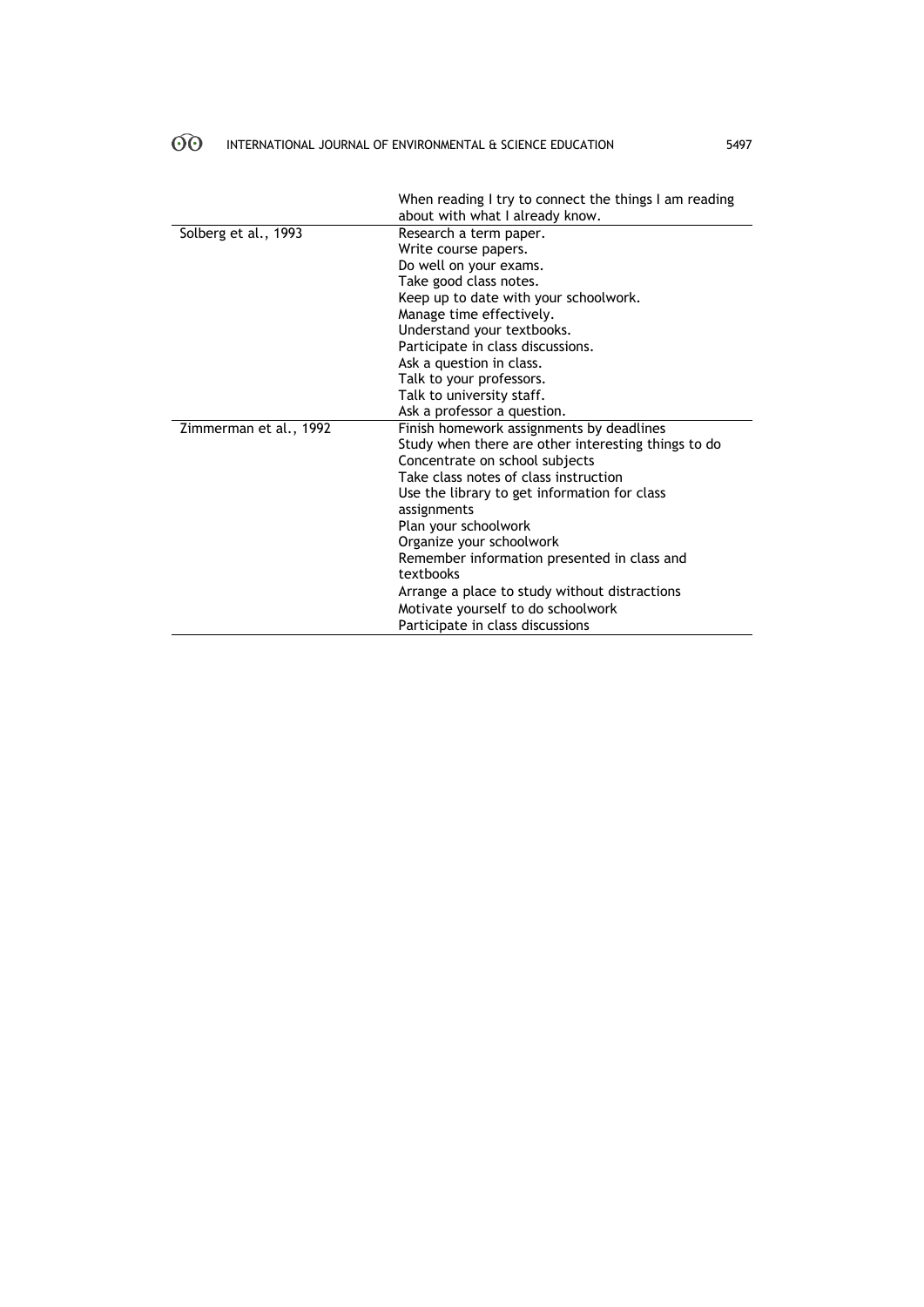| | |
|---|---|
| | When reading I try to connect the things I am reading about with what I already know. |
| Solberg et al., 1993 | Research a term paper.<br>Write course papers.<br>Do well on your exams.<br>Take good class notes.<br>Keep up to date with your schoolwork.<br>Manage time effectively.<br>Understand your textbooks.<br>Participate in class discussions.<br>Ask a question in class.<br>Talk to your professors.<br>Talk to university staff.<br>Ask a professor a question. |
| Zimmerman et al., 1992 | Finish homework assignments by deadlines<br>Study when there are other interesting things to do<br>Concentrate on school subjects<br>Take class notes of class instruction<br>Use the library to get information for class assignments<br>Plan your schoolwork<br>Organize your schoolwork<br>Remember information presented in class and textbooks<br>Arrange a place to study without distractions<br>Motivate yourself to do schoolwork<br>Participate in class discussions |